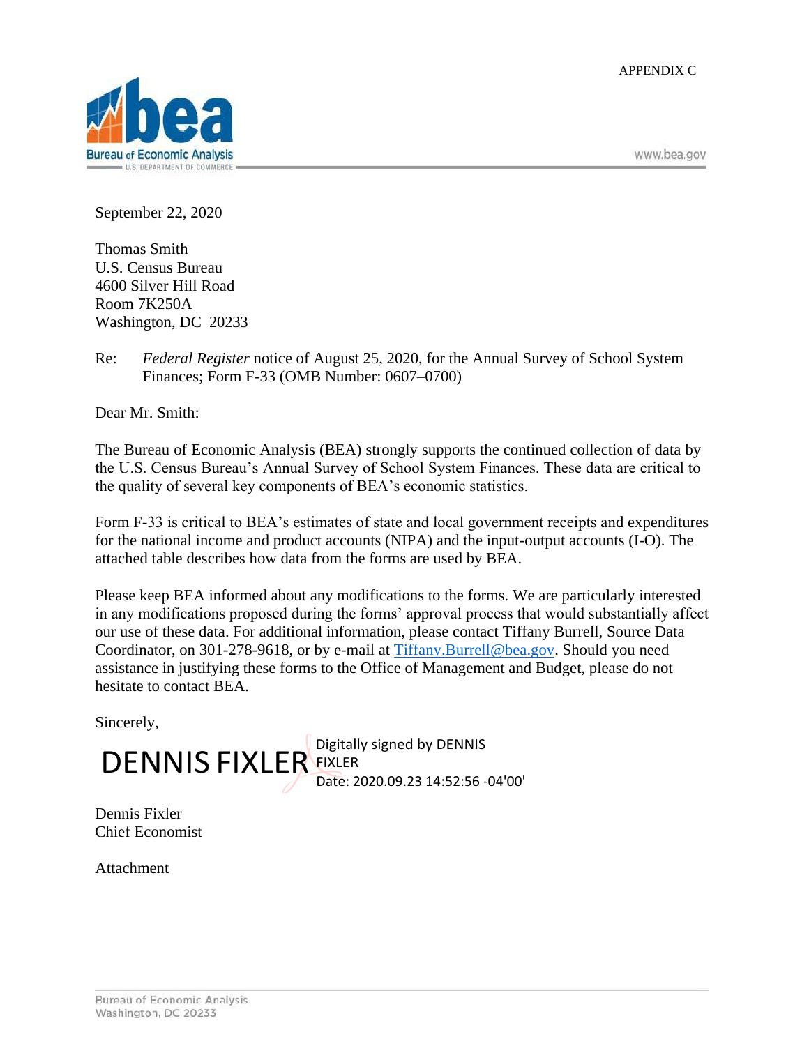APPENDIX C

Bureau of Economic Analysis
U.S. DEPARTMENT OF COMMERCE

www.bea.gov

September 22, 2020

Thomas Smith
U.S. Census Bureau
4600 Silver Hill Road
Room 7K250A
Washington, DC 20233

Re: *Federal Register* notice of August 25, 2020, for the Annual Survey of School System Finances; Form F-33 (OMB Number: 0607–0700)

Dear Mr. Smith:

The Bureau of Economic Analysis (BEA) strongly supports the continued collection of data by the U.S. Census Bureau's Annual Survey of School System Finances. These data are critical to the quality of several key components of BEA's economic statistics.

Form F-33 is critical to BEA's estimates of state and local government receipts and expenditures for the national income and product accounts (NIPA) and the input-output accounts (I-O). The attached table describes how data from the forms are used by BEA.

Please keep BEA informed about any modifications to the forms. We are particularly interested in any modifications proposed during the forms' approval process that would substantially affect our use of these data. For additional information, please contact Tiffany Burrell, Source Data Coordinator, on 301-278-9618, or by e-mail at Tiffany.Burrell@bea.gov. Should you need assistance in justifying these forms to the Office of Management and Budget, please do not hesitate to contact BEA.

Sincerely,

DENNIS FIXLER
Digitally signed by DENNIS FIXLER
Date: 2020.09.23 14:52:56 -04'00'

Dennis Fixler
Chief Economist

Attachment

Bureau of Economic Analysis
Washington, DC 20233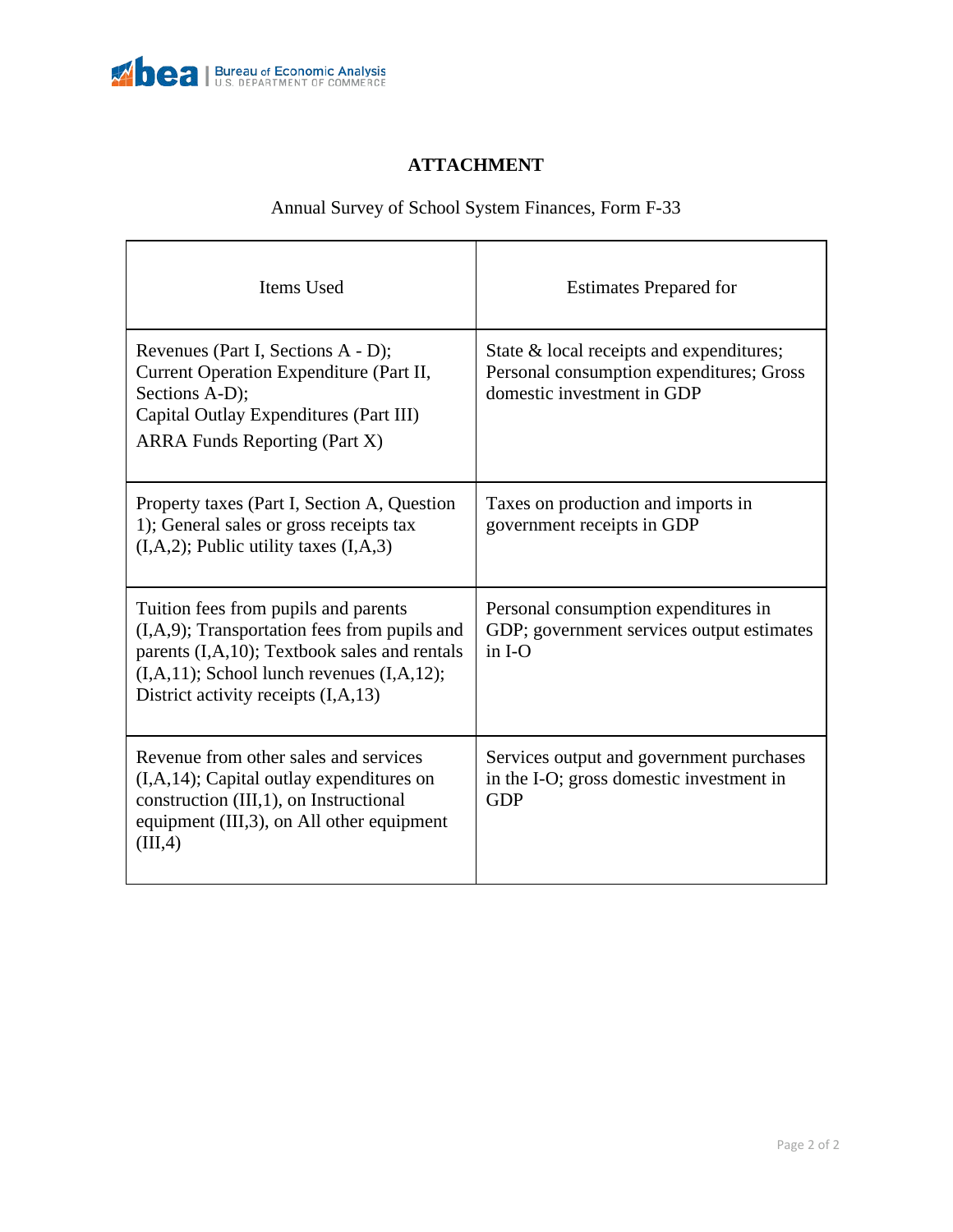## ATTACHMENT

Annual Survey of School System Finances, Form F-33

| Items Used | Estimates Prepared for |
|---|---|
| Revenues (Part I, Sections A - D); Current Operation Expenditure (Part II, Sections A-D); Capital Outlay Expenditures (Part III) ARRA Funds Reporting (Part X) | State & local receipts and expenditures; Personal consumption expenditures; Gross domestic investment in GDP |
| Property taxes (Part I, Section A, Question 1); General sales or gross receipts tax (I,A,2); Public utility taxes (I,A,3) | Taxes on production and imports in government receipts in GDP |
| Tuition fees from pupils and parents (I,A,9); Transportation fees from pupils and parents (I,A,10); Textbook sales and rentals (I,A,11); School lunch revenues (I,A,12); District activity receipts (I,A,13) | Personal consumption expenditures in GDP; government services output estimates in I-O |
| Revenue from other sales and services (I,A,14); Capital outlay expenditures on construction (III,1), on Instructional equipment (III,3), on All other equipment (III,4) | Services output and government purchases in the I-O; gross domestic investment in GDP |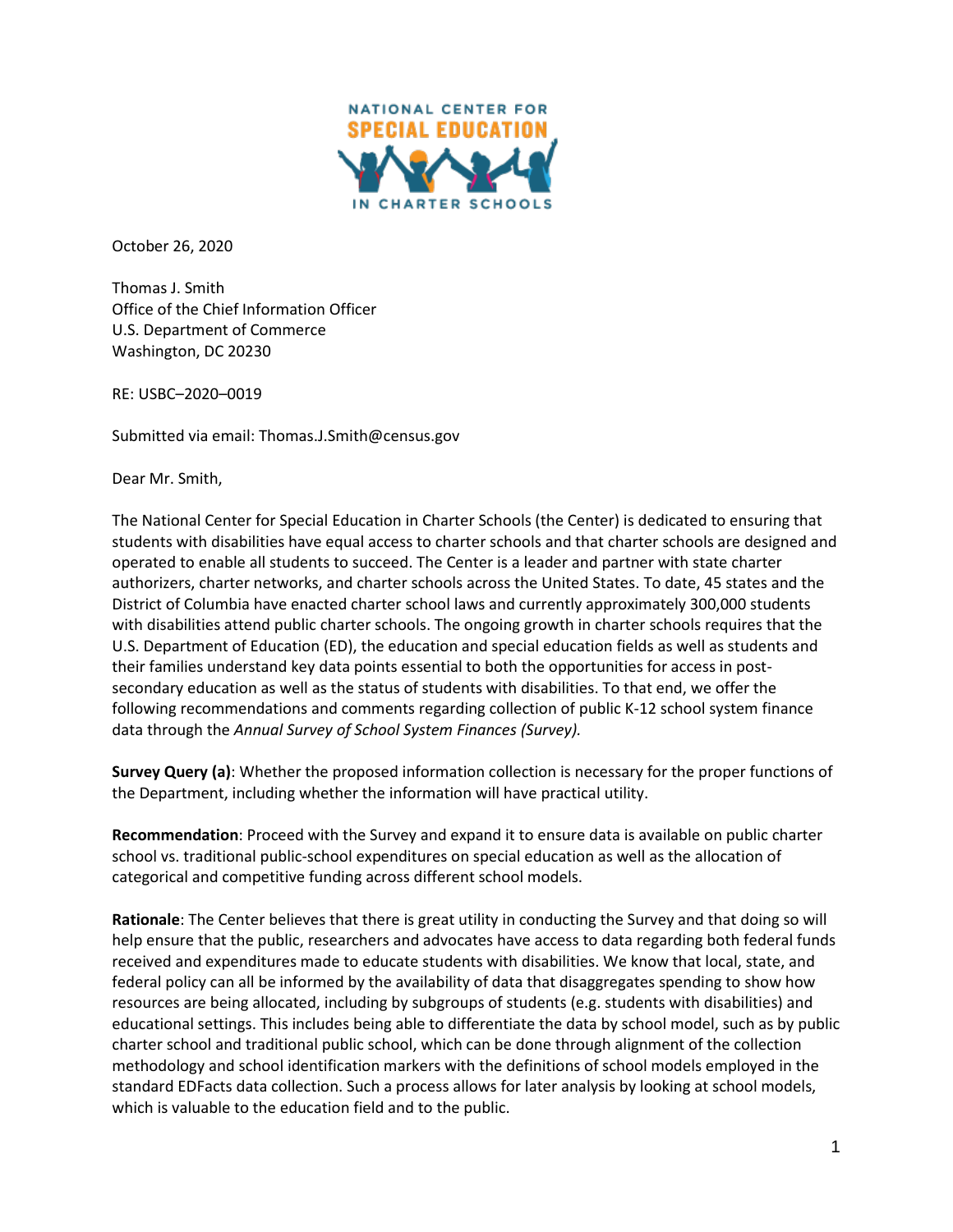October 26, 2020

Thomas J. Smith
Office of the Chief Information Officer
U.S. Department of Commerce
Washington, DC 20230

RE: USBC–2020–0019

Submitted via email: Thomas.J.Smith@census.gov

Dear Mr. Smith,

The National Center for Special Education in Charter Schools (the Center) is dedicated to ensuring that students with disabilities have equal access to charter schools and that charter schools are designed and operated to enable all students to succeed. The Center is a leader and partner with state charter authorizers, charter networks, and charter schools across the United States. To date, 45 states and the District of Columbia have enacted charter school laws and currently approximately 300,000 students with disabilities attend public charter schools. The ongoing growth in charter schools requires that the U.S. Department of Education (ED), the education and special education fields as well as students and their families understand key data points essential to both the opportunities for access in post-secondary education as well as the status of students with disabilities. To that end, we offer the following recommendations and comments regarding collection of public K-12 school system finance data through the *Annual Survey of School System Finances (Survey).*

**Survey Query (a)**: Whether the proposed information collection is necessary for the proper functions of the Department, including whether the information will have practical utility.

**Recommendation**: Proceed with the Survey and expand it to ensure data is available on public charter school vs. traditional public-school expenditures on special education as well as the allocation of categorical and competitive funding across different school models.

**Rationale**: The Center believes that there is great utility in conducting the Survey and that doing so will help ensure that the public, researchers and advocates have access to data regarding both federal funds received and expenditures made to educate students with disabilities. We know that local, state, and federal policy can all be informed by the availability of data that disaggregates spending to show how resources are being allocated, including by subgroups of students (e.g. students with disabilities) and educational settings. This includes being able to differentiate the data by school model, such as by public charter school and traditional public school, which can be done through alignment of the collection methodology and school identification markers with the definitions of school models employed in the standard EDFacts data collection. Such a process allows for later analysis by looking at school models, which is valuable to the education field and to the public.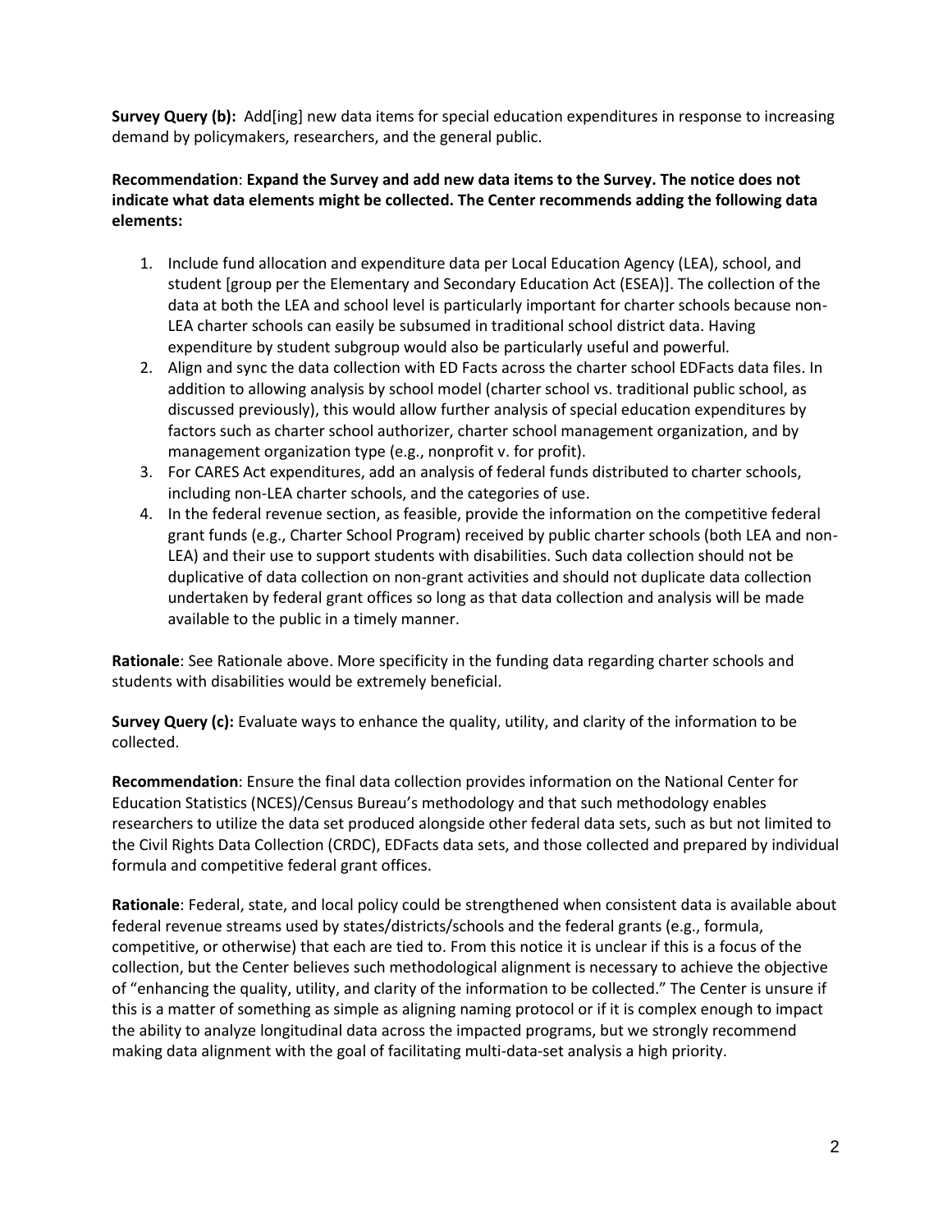**Survey Query (b):** Add[ing] new data items for special education expenditures in response to increasing demand by policymakers, researchers, and the general public.

**Recommendation**: **Expand the Survey and add new data items to the Survey. The notice does not indicate what data elements might be collected. The Center recommends adding the following data elements:**

1. Include fund allocation and expenditure data per Local Education Agency (LEA), school, and student [group per the Elementary and Secondary Education Act (ESEA)]. The collection of the data at both the LEA and school level is particularly important for charter schools because non-LEA charter schools can easily be subsumed in traditional school district data. Having expenditure by student subgroup would also be particularly useful and powerful.
2. Align and sync the data collection with ED Facts across the charter school EDFacts data files. In addition to allowing analysis by school model (charter school vs. traditional public school, as discussed previously), this would allow further analysis of special education expenditures by factors such as charter school authorizer, charter school management organization, and by management organization type (e.g., nonprofit v. for profit).
3. For CARES Act expenditures, add an analysis of federal funds distributed to charter schools, including non-LEA charter schools, and the categories of use.
4. In the federal revenue section, as feasible, provide the information on the competitive federal grant funds (e.g., Charter School Program) received by public charter schools (both LEA and non-LEA) and their use to support students with disabilities. Such data collection should not be duplicative of data collection on non-grant activities and should not duplicate data collection undertaken by federal grant offices so long as that data collection and analysis will be made available to the public in a timely manner.

**Rationale**: See Rationale above. More specificity in the funding data regarding charter schools and students with disabilities would be extremely beneficial.

**Survey Query (c):** Evaluate ways to enhance the quality, utility, and clarity of the information to be collected.

**Recommendation**: Ensure the final data collection provides information on the National Center for Education Statistics (NCES)/Census Bureau's methodology and that such methodology enables researchers to utilize the data set produced alongside other federal data sets, such as but not limited to the Civil Rights Data Collection (CRDC), EDFacts data sets, and those collected and prepared by individual formula and competitive federal grant offices.

**Rationale**: Federal, state, and local policy could be strengthened when consistent data is available about federal revenue streams used by states/districts/schools and the federal grants (e.g., formula, competitive, or otherwise) that each are tied to. From this notice it is unclear if this is a focus of the collection, but the Center believes such methodological alignment is necessary to achieve the objective of "enhancing the quality, utility, and clarity of the information to be collected." The Center is unsure if this is a matter of something as simple as aligning naming protocol or if it is complex enough to impact the ability to analyze longitudinal data across the impacted programs, but we strongly recommend making data alignment with the goal of facilitating multi-data-set analysis a high priority.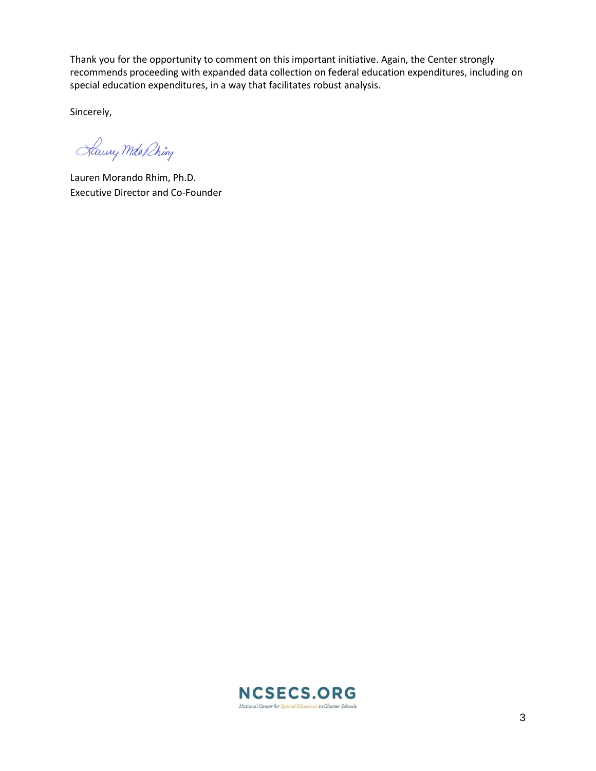Thank you for the opportunity to comment on this important initiative. Again, the Center strongly recommends proceeding with expanded data collection on federal education expenditures, including on special education expenditures, in a way that facilitates robust analysis.

Sincerely,

Lauren Morando Rhim, Ph.D.
Executive Director and Co-Founder